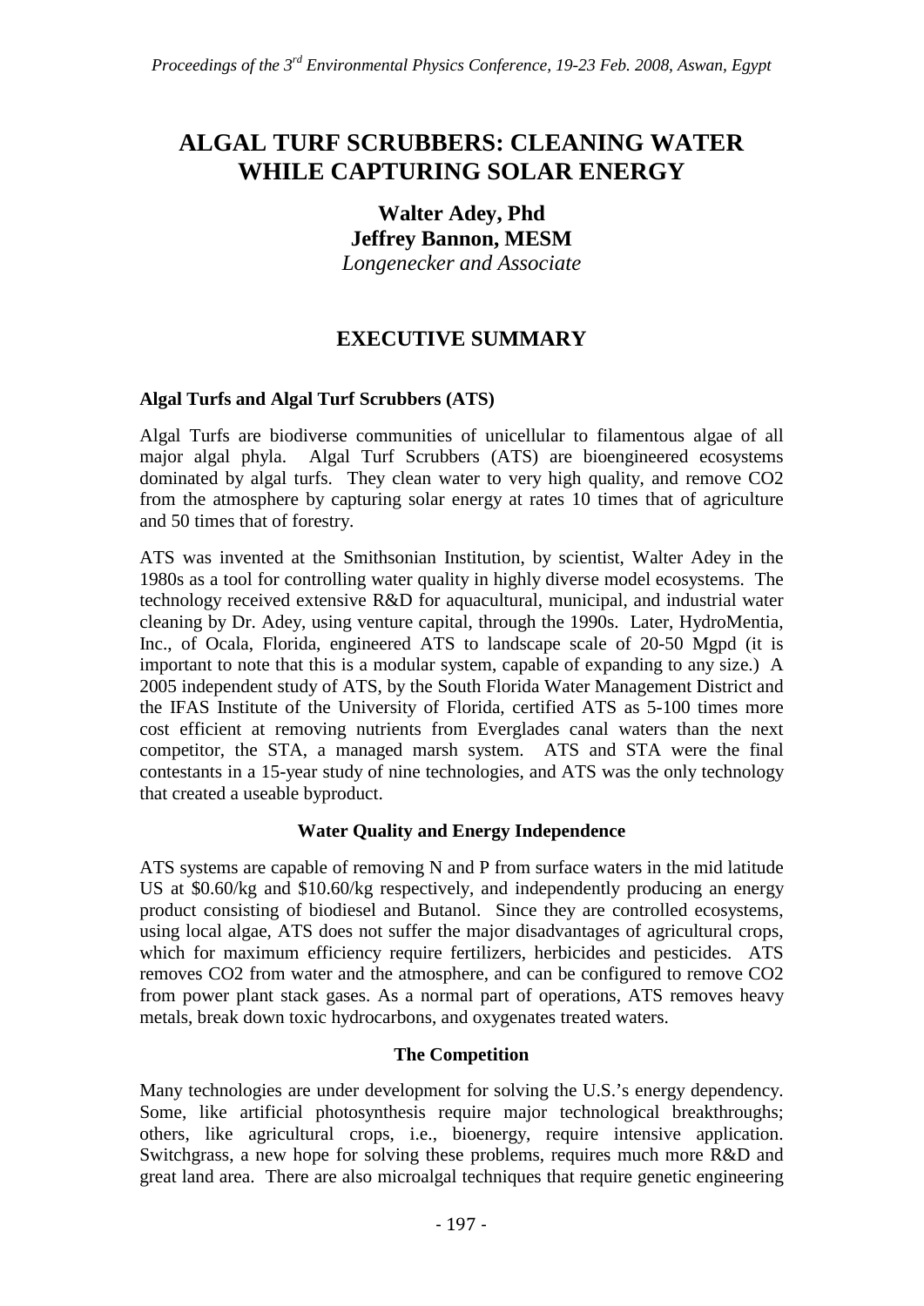# ALGAL TURF SCRUBBERS: CLEANING WATER WHILE CAPTURING SOLAR ENERGY

**Walter Adey, Phd**
**Jeffrey Bannon, MESM**
*Longenecker and Associate*

## EXECUTIVE SUMMARY

### Algal Turfs and Algal Turf Scrubbers (ATS)

Algal Turfs are biodiverse communities of unicellular to filamentous algae of all major algal phyla. Algal Turf Scrubbers (ATS) are bioengineered ecosystems dominated by algal turfs. They clean water to very high quality, and remove CO2 from the atmosphere by capturing solar energy at rates 10 times that of agriculture and 50 times that of forestry.

ATS was invented at the Smithsonian Institution, by scientist, Walter Adey in the 1980s as a tool for controlling water quality in highly diverse model ecosystems. The technology received extensive R&D for aquacultural, municipal, and industrial water cleaning by Dr. Adey, using venture capital, through the 1990s. Later, HydroMentia, Inc., of Ocala, Florida, engineered ATS to landscape scale of 20-50 Mgpd (it is important to note that this is a modular system, capable of expanding to any size.) A 2005 independent study of ATS, by the South Florida Water Management District and the IFAS Institute of the University of Florida, certified ATS as 5-100 times more cost efficient at removing nutrients from Everglades canal waters than the next competitor, the STA, a managed marsh system. ATS and STA were the final contestants in a 15-year study of nine technologies, and ATS was the only technology that created a useable byproduct.

### Water Quality and Energy Independence

ATS systems are capable of removing N and P from surface waters in the mid latitude US at $0.60/kg and $10.60/kg respectively, and independently producing an energy product consisting of biodiesel and Butanol. Since they are controlled ecosystems, using local algae, ATS does not suffer the major disadvantages of agricultural crops, which for maximum efficiency require fertilizers, herbicides and pesticides. ATS removes CO2 from water and the atmosphere, and can be configured to remove CO2 from power plant stack gases. As a normal part of operations, ATS removes heavy metals, break down toxic hydrocarbons, and oxygenates treated waters.

### The Competition

Many technologies are under development for solving the U.S.'s energy dependency. Some, like artificial photosynthesis require major technological breakthroughs; others, like agricultural crops, i.e., bioenergy, require intensive application. Switchgrass, a new hope for solving these problems, requires much more R&D and great land area. There are also microalgal techniques that require genetic engineering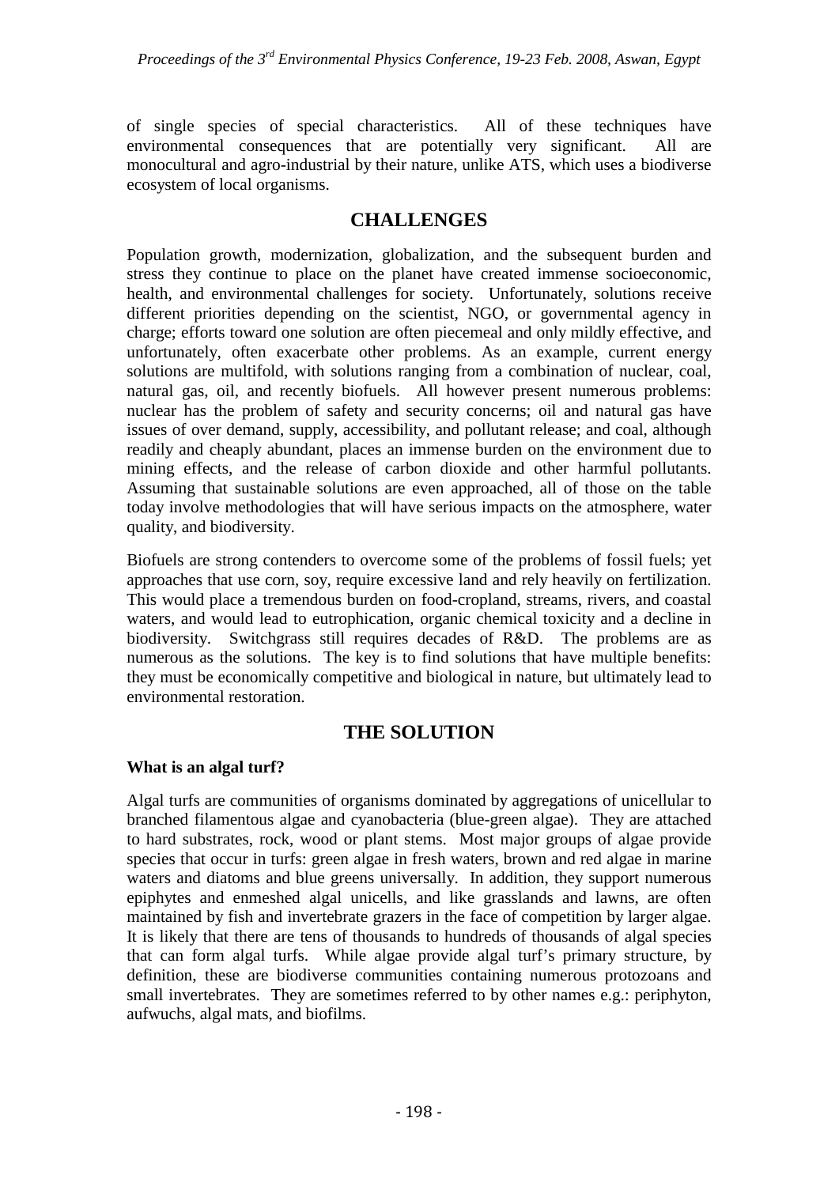of single species of special characteristics. All of these techniques have environmental consequences that are potentially very significant. All are monocultural and agro-industrial by their nature, unlike ATS, which uses a biodiverse ecosystem of local organisms.

## CHALLENGES

Population growth, modernization, globalization, and the subsequent burden and stress they continue to place on the planet have created immense socioeconomic, health, and environmental challenges for society. Unfortunately, solutions receive different priorities depending on the scientist, NGO, or governmental agency in charge; efforts toward one solution are often piecemeal and only mildly effective, and unfortunately, often exacerbate other problems. As an example, current energy solutions are multifold, with solutions ranging from a combination of nuclear, coal, natural gas, oil, and recently biofuels. All however present numerous problems: nuclear has the problem of safety and security concerns; oil and natural gas have issues of over demand, supply, accessibility, and pollutant release; and coal, although readily and cheaply abundant, places an immense burden on the environment due to mining effects, and the release of carbon dioxide and other harmful pollutants. Assuming that sustainable solutions are even approached, all of those on the table today involve methodologies that will have serious impacts on the atmosphere, water quality, and biodiversity.

Biofuels are strong contenders to overcome some of the problems of fossil fuels; yet approaches that use corn, soy, require excessive land and rely heavily on fertilization. This would place a tremendous burden on food-cropland, streams, rivers, and coastal waters, and would lead to eutrophication, organic chemical toxicity and a decline in biodiversity. Switchgrass still requires decades of R&D. The problems are as numerous as the solutions. The key is to find solutions that have multiple benefits: they must be economically competitive and biological in nature, but ultimately lead to environmental restoration.

## THE SOLUTION

**What is an algal turf?**

Algal turfs are communities of organisms dominated by aggregations of unicellular to branched filamentous algae and cyanobacteria (blue-green algae). They are attached to hard substrates, rock, wood or plant stems. Most major groups of algae provide species that occur in turfs: green algae in fresh waters, brown and red algae in marine waters and diatoms and blue greens universally. In addition, they support numerous epiphytes and enmeshed algal unicells, and like grasslands and lawns, are often maintained by fish and invertebrate grazers in the face of competition by larger algae. It is likely that there are tens of thousands to hundreds of thousands of algal species that can form algal turfs. While algae provide algal turf's primary structure, by definition, these are biodiverse communities containing numerous protozoans and small invertebrates. They are sometimes referred to by other names e.g.: periphyton, aufwuchs, algal mats, and biofilms.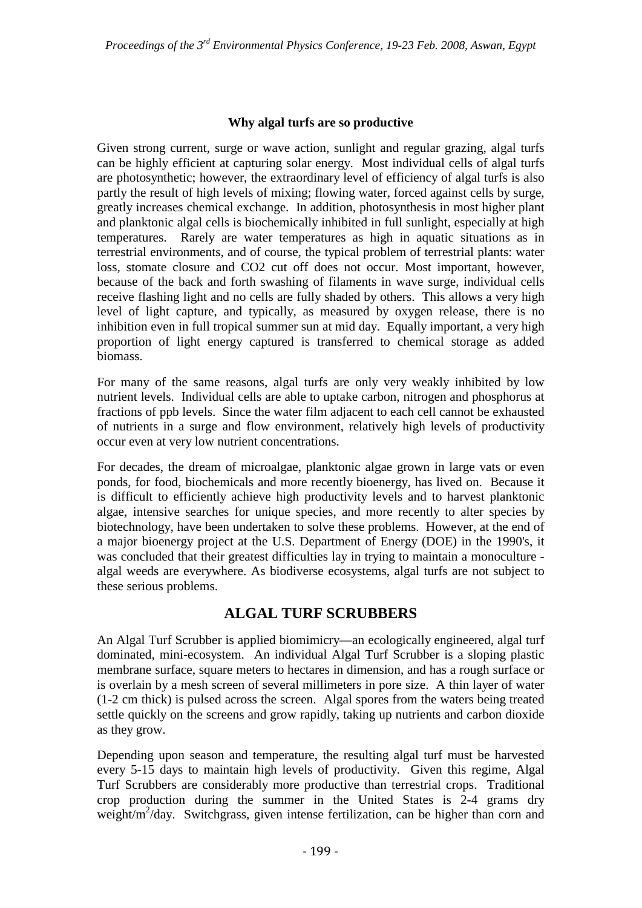### Why algal turfs are so productive

Given strong current, surge or wave action, sunlight and regular grazing, algal turfs can be highly efficient at capturing solar energy. Most individual cells of algal turfs are photosynthetic; however, the extraordinary level of efficiency of algal turfs is also partly the result of high levels of mixing; flowing water, forced against cells by surge, greatly increases chemical exchange. In addition, photosynthesis in most higher plant and planktonic algal cells is biochemically inhibited in full sunlight, especially at high temperatures. Rarely are water temperatures as high in aquatic situations as in terrestrial environments, and of course, the typical problem of terrestrial plants: water loss, stomate closure and $CO_2$ cut off does not occur. Most important, however, because of the back and forth swashing of filaments in wave surge, individual cells receive flashing light and no cells are fully shaded by others. This allows a very high level of light capture, and typically, as measured by oxygen release, there is no inhibition even in full tropical summer sun at mid day. Equally important, a very high proportion of light energy captured is transferred to chemical storage as added biomass.

For many of the same reasons, algal turfs are only very weakly inhibited by low nutrient levels. Individual cells are able to uptake carbon, nitrogen and phosphorus at fractions of ppb levels. Since the water film adjacent to each cell cannot be exhausted of nutrients in a surge and flow environment, relatively high levels of productivity occur even at very low nutrient concentrations.

For decades, the dream of microalgae, planktonic algae grown in large vats or even ponds, for food, biochemicals and more recently bioenergy, has lived on. Because it is difficult to efficiently achieve high productivity levels and to harvest planktonic algae, intensive searches for unique species, and more recently to alter species by biotechnology, have been undertaken to solve these problems. However, at the end of a major bioenergy project at the U.S. Department of Energy (DOE) in the 1990's, it was concluded that their greatest difficulties lay in trying to maintain a monoculture - algal weeds are everywhere. As biodiverse ecosystems, algal turfs are not subject to these serious problems.

## ALGAL TURF SCRUBBERS

An Algal Turf Scrubber is applied biomimicry—an ecologically engineered, algal turf dominated, mini-ecosystem. An individual Algal Turf Scrubber is a sloping plastic membrane surface, square meters to hectares in dimension, and has a rough surface or is overlain by a mesh screen of several millimeters in pore size. A thin layer of water (1-2 cm thick) is pulsed across the screen. Algal spores from the waters being treated settle quickly on the screens and grow rapidly, taking up nutrients and carbon dioxide as they grow.

Depending upon season and temperature, the resulting algal turf must be harvested every 5-15 days to maintain high levels of productivity. Given this regime, Algal Turf Scrubbers are considerably more productive than terrestrial crops. Traditional crop production during the summer in the United States is 2-4 grams dry weight/$m^2$/day. Switchgrass, given intense fertilization, can be higher than corn and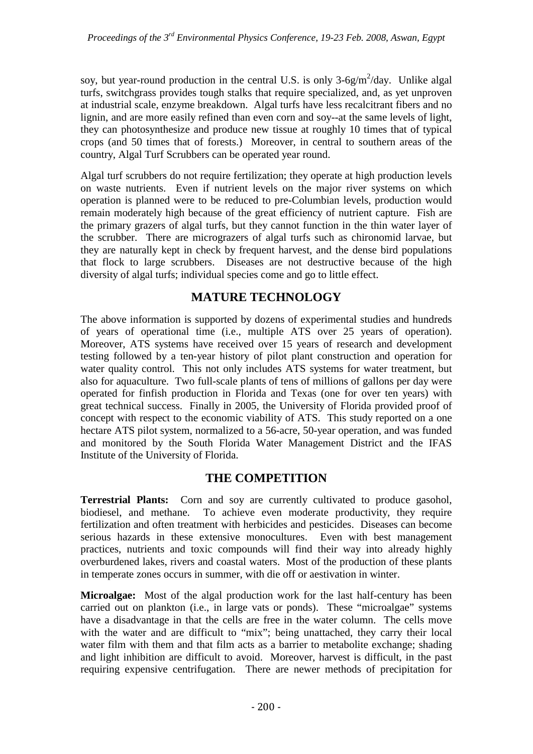soy, but year-round production in the central U.S. is only 3-6g/m$^2$/day. Unlike algal turfs, switchgrass provides tough stalks that require specialized, and, as yet unproven at industrial scale, enzyme breakdown. Algal turfs have less recalcitrant fibers and no lignin, and are more easily refined than even corn and soy--at the same levels of light, they can photosynthesize and produce new tissue at roughly 10 times that of typical crops (and 50 times that of forests.) Moreover, in central to southern areas of the country, Algal Turf Scrubbers can be operated year round.

Algal turf scrubbers do not require fertilization; they operate at high production levels on waste nutrients. Even if nutrient levels on the major river systems on which operation is planned were to be reduced to pre-Columbian levels, production would remain moderately high because of the great efficiency of nutrient capture. Fish are the primary grazers of algal turfs, but they cannot function in the thin water layer of the scrubber. There are micrograzers of algal turfs such as chironomid larvae, but they are naturally kept in check by frequent harvest, and the dense bird populations that flock to large scrubbers. Diseases are not destructive because of the high diversity of algal turfs; individual species come and go to little effect.

## MATURE TECHNOLOGY

The above information is supported by dozens of experimental studies and hundreds of years of operational time (i.e., multiple ATS over 25 years of operation). Moreover, ATS systems have received over 15 years of research and development testing followed by a ten-year history of pilot plant construction and operation for water quality control. This not only includes ATS systems for water treatment, but also for aquaculture. Two full-scale plants of tens of millions of gallons per day were operated for finfish production in Florida and Texas (one for over ten years) with great technical success. Finally in 2005, the University of Florida provided proof of concept with respect to the economic viability of ATS. This study reported on a one hectare ATS pilot system, normalized to a 56-acre, 50-year operation, and was funded and monitored by the South Florida Water Management District and the IFAS Institute of the University of Florida.

## THE COMPETITION

**Terrestrial Plants:** Corn and soy are currently cultivated to produce gasohol, biodiesel, and methane. To achieve even moderate productivity, they require fertilization and often treatment with herbicides and pesticides. Diseases can become serious hazards in these extensive monocultures. Even with best management practices, nutrients and toxic compounds will find their way into already highly overburdened lakes, rivers and coastal waters. Most of the production of these plants in temperate zones occurs in summer, with die off or aestivation in winter.

**Microalgae:** Most of the algal production work for the last half-century has been carried out on plankton (i.e., in large vats or ponds). These "microalgae" systems have a disadvantage in that the cells are free in the water column. The cells move with the water and are difficult to "mix"; being unattached, they carry their local water film with them and that film acts as a barrier to metabolite exchange; shading and light inhibition are difficult to avoid. Moreover, harvest is difficult, in the past requiring expensive centrifugation. There are newer methods of precipitation for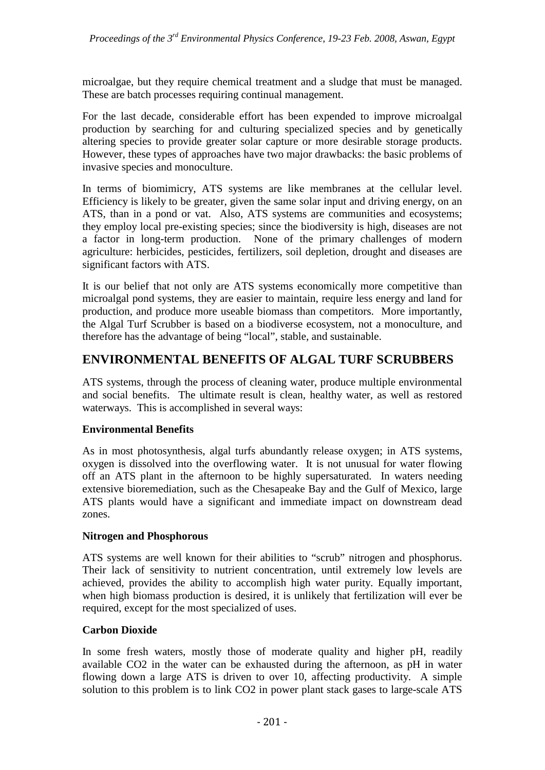microalgae, but they require chemical treatment and a sludge that must be managed. These are batch processes requiring continual management.

For the last decade, considerable effort has been expended to improve microalgal production by searching for and culturing specialized species and by genetically altering species to provide greater solar capture or more desirable storage products. However, these types of approaches have two major drawbacks: the basic problems of invasive species and monoculture.

In terms of biomimicry, ATS systems are like membranes at the cellular level. Efficiency is likely to be greater, given the same solar input and driving energy, on an ATS, than in a pond or vat. Also, ATS systems are communities and ecosystems; they employ local pre-existing species; since the biodiversity is high, diseases are not a factor in long-term production. None of the primary challenges of modern agriculture: herbicides, pesticides, fertilizers, soil depletion, drought and diseases are significant factors with ATS.

It is our belief that not only are ATS systems economically more competitive than microalgal pond systems, they are easier to maintain, require less energy and land for production, and produce more useable biomass than competitors. More importantly, the Algal Turf Scrubber is based on a biodiverse ecosystem, not a monoculture, and therefore has the advantage of being "local", stable, and sustainable.

## ENVIRONMENTAL BENEFITS OF ALGAL TURF SCRUBBERS

ATS systems, through the process of cleaning water, produce multiple environmental and social benefits. The ultimate result is clean, healthy water, as well as restored waterways. This is accomplished in several ways:

**Environmental Benefits**

As in most photosynthesis, algal turfs abundantly release oxygen; in ATS systems, oxygen is dissolved into the overflowing water. It is not unusual for water flowing off an ATS plant in the afternoon to be highly supersaturated. In waters needing extensive bioremediation, such as the Chesapeake Bay and the Gulf of Mexico, large ATS plants would have a significant and immediate impact on downstream dead zones.

**Nitrogen and Phosphorous**

ATS systems are well known for their abilities to "scrub" nitrogen and phosphorus. Their lack of sensitivity to nutrient concentration, until extremely low levels are achieved, provides the ability to accomplish high water purity. Equally important, when high biomass production is desired, it is unlikely that fertilization will ever be required, except for the most specialized of uses.

**Carbon Dioxide**

In some fresh waters, mostly those of moderate quality and higher pH, readily available $CO_2$ in the water can be exhausted during the afternoon, as pH in water flowing down a large ATS is driven to over 10, affecting productivity. A simple solution to this problem is to link $CO_2$ in power plant stack gases to large-scale ATS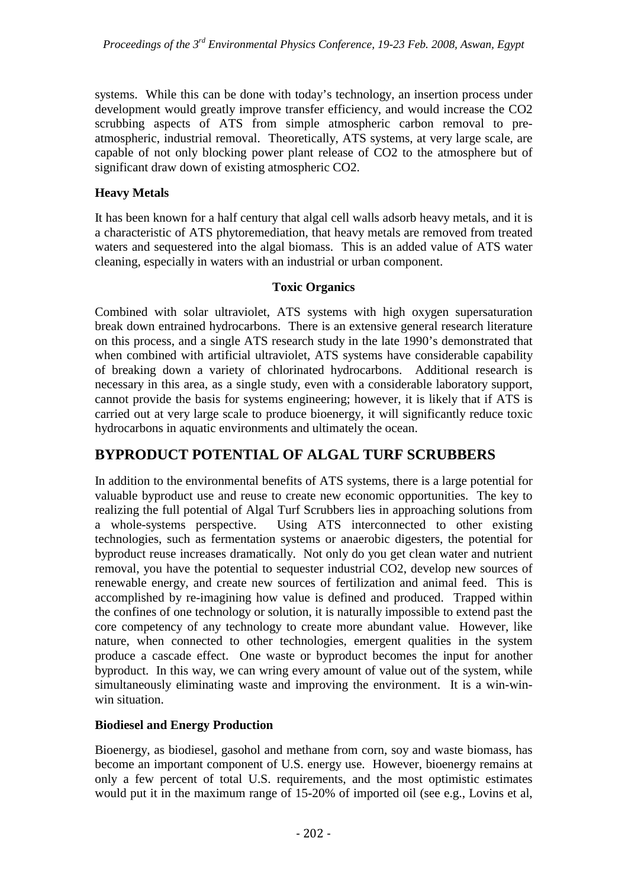systems. While this can be done with today's technology, an insertion process under development would greatly improve transfer efficiency, and would increase the $CO_2$ scrubbing aspects of ATS from simple atmospheric carbon removal to pre-atmospheric, industrial removal. Theoretically, ATS systems, at very large scale, are capable of not only blocking power plant release of $CO_2$ to the atmosphere but of significant draw down of existing atmospheric $CO_2$.

**Heavy Metals**

It has been known for a half century that algal cell walls adsorb heavy metals, and it is a characteristic of ATS phytoremediation, that heavy metals are removed from treated waters and sequestered into the algal biomass. This is an added value of ATS water cleaning, especially in waters with an industrial or urban component.

**Toxic Organics**

Combined with solar ultraviolet, ATS systems with high oxygen supersaturation break down entrained hydrocarbons. There is an extensive general research literature on this process, and a single ATS research study in the late 1990's demonstrated that when combined with artificial ultraviolet, ATS systems have considerable capability of breaking down a variety of chlorinated hydrocarbons. Additional research is necessary in this area, as a single study, even with a considerable laboratory support, cannot provide the basis for systems engineering; however, it is likely that if ATS is carried out at very large scale to produce bioenergy, it will significantly reduce toxic hydrocarbons in aquatic environments and ultimately the ocean.

## BYPRODUCT POTENTIAL OF ALGAL TURF SCRUBBERS

In addition to the environmental benefits of ATS systems, there is a large potential for valuable byproduct use and reuse to create new economic opportunities. The key to realizing the full potential of Algal Turf Scrubbers lies in approaching solutions from a whole-systems perspective. Using ATS interconnected to other existing technologies, such as fermentation systems or anaerobic digesters, the potential for byproduct reuse increases dramatically. Not only do you get clean water and nutrient removal, you have the potential to sequester industrial $CO_2$, develop new sources of renewable energy, and create new sources of fertilization and animal feed. This is accomplished by re-imagining how value is defined and produced. Trapped within the confines of one technology or solution, it is naturally impossible to extend past the core competency of any technology to create more abundant value. However, like nature, when connected to other technologies, emergent qualities in the system produce a cascade effect. One waste or byproduct becomes the input for another byproduct. In this way, we can wring every amount of value out of the system, while simultaneously eliminating waste and improving the environment. It is a win-win-win situation.

**Biodiesel and Energy Production**

Bioenergy, as biodiesel, gasohol and methane from corn, soy and waste biomass, has become an important component of U.S. energy use. However, bioenergy remains at only a few percent of total U.S. requirements, and the most optimistic estimates would put it in the maximum range of 15-20% of imported oil (see e.g., Lovins et al,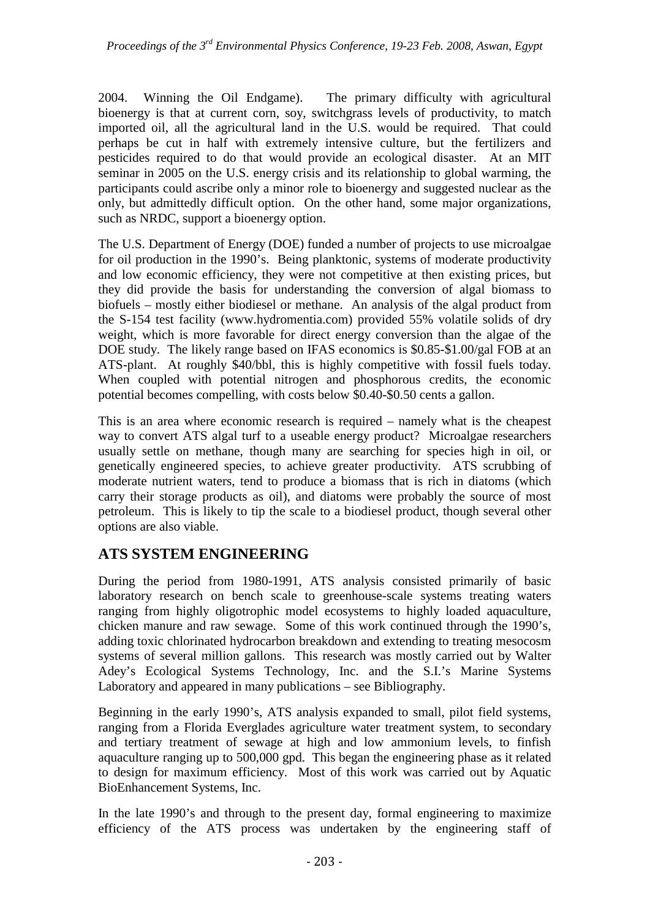2004. Winning the Oil Endgame). The primary difficulty with agricultural bioenergy is that at current corn, soy, switchgrass levels of productivity, to match imported oil, all the agricultural land in the U.S. would be required. That could perhaps be cut in half with extremely intensive culture, but the fertilizers and pesticides required to do that would provide an ecological disaster. At an MIT seminar in 2005 on the U.S. energy crisis and its relationship to global warming, the participants could ascribe only a minor role to bioenergy and suggested nuclear as the only, but admittedly difficult option. On the other hand, some major organizations, such as NRDC, support a bioenergy option.

The U.S. Department of Energy (DOE) funded a number of projects to use microalgae for oil production in the 1990's. Being planktonic, systems of moderate productivity and low economic efficiency, they were not competitive at then existing prices, but they did provide the basis for understanding the conversion of algal biomass to biofuels – mostly either biodiesel or methane. An analysis of the algal product from the S-154 test facility (www.hydromentia.com) provided 55% volatile solids of dry weight, which is more favorable for direct energy conversion than the algae of the DOE study. The likely range based on IFAS economics is $0.85-$1.00/gal FOB at an ATS-plant. At roughly $40/bbl, this is highly competitive with fossil fuels today. When coupled with potential nitrogen and phosphorous credits, the economic potential becomes compelling, with costs below $0.40-$0.50 cents a gallon.

This is an area where economic research is required – namely what is the cheapest way to convert ATS algal turf to a useable energy product? Microalgae researchers usually settle on methane, though many are searching for species high in oil, or genetically engineered species, to achieve greater productivity. ATS scrubbing of moderate nutrient waters, tend to produce a biomass that is rich in diatoms (which carry their storage products as oil), and diatoms were probably the source of most petroleum. This is likely to tip the scale to a biodiesel product, though several other options are also viable.

## ATS SYSTEM ENGINEERING

During the period from 1980-1991, ATS analysis consisted primarily of basic laboratory research on bench scale to greenhouse-scale systems treating waters ranging from highly oligotrophic model ecosystems to highly loaded aquaculture, chicken manure and raw sewage. Some of this work continued through the 1990's, adding toxic chlorinated hydrocarbon breakdown and extending to treating mesocosm systems of several million gallons. This research was mostly carried out by Walter Adey's Ecological Systems Technology, Inc. and the S.I.'s Marine Systems Laboratory and appeared in many publications – see Bibliography.

Beginning in the early 1990's, ATS analysis expanded to small, pilot field systems, ranging from a Florida Everglades agriculture water treatment system, to secondary and tertiary treatment of sewage at high and low ammonium levels, to finfish aquaculture ranging up to 500,000 gpd. This began the engineering phase as it related to design for maximum efficiency. Most of this work was carried out by Aquatic BioEnhancement Systems, Inc.

In the late 1990's and through to the present day, formal engineering to maximize efficiency of the ATS process was undertaken by the engineering staff of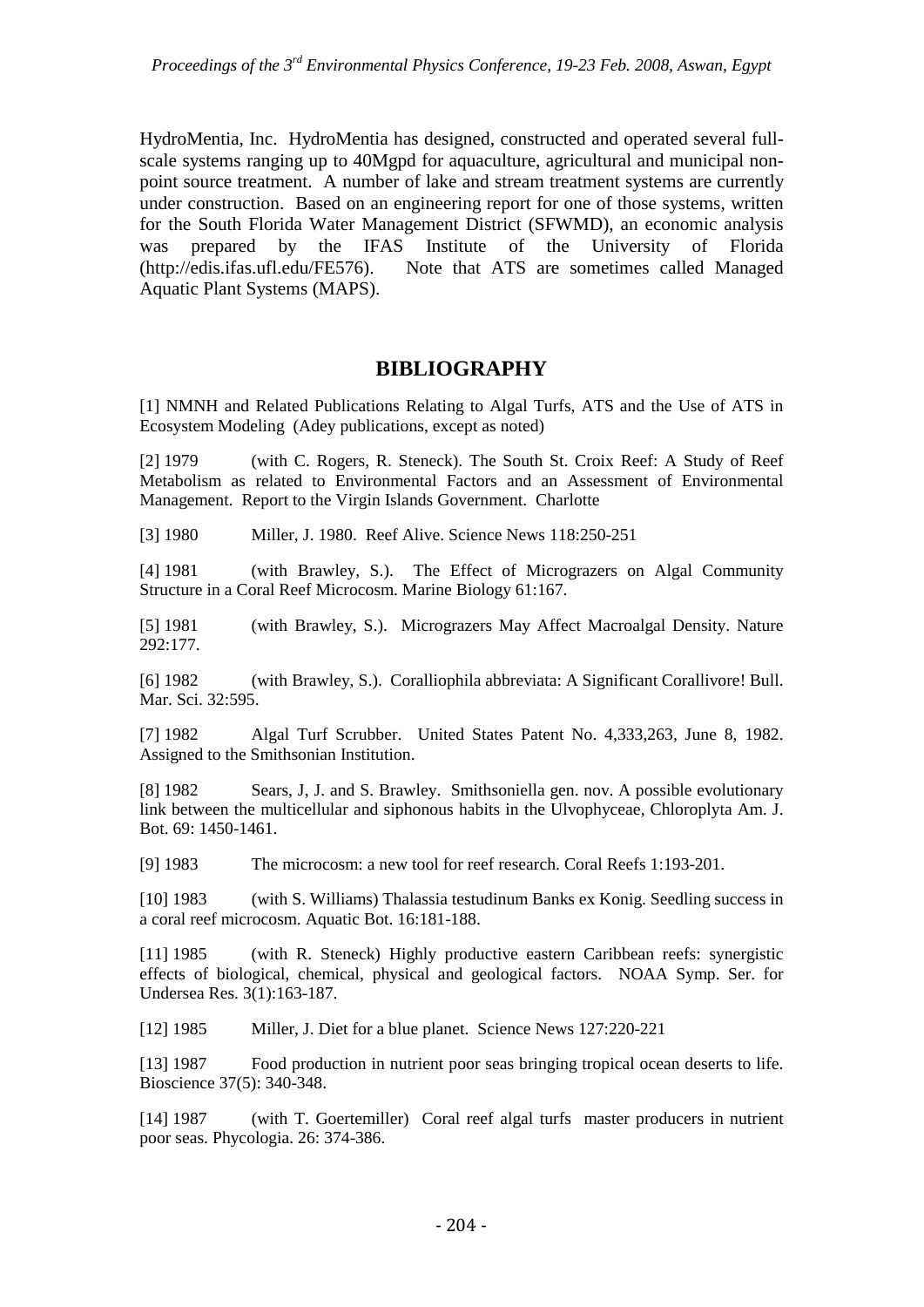HydroMentia, Inc. HydroMentia has designed, constructed and operated several full-scale systems ranging up to 40Mgpd for aquaculture, agricultural and municipal non-point source treatment. A number of lake and stream treatment systems are currently under construction. Based on an engineering report for one of those systems, written for the South Florida Water Management District (SFWMD), an economic analysis was prepared by the IFAS Institute of the University of Florida (http://edis.ifas.ufl.edu/FE576). Note that ATS are sometimes called Managed Aquatic Plant Systems (MAPS).

## BIBLIOGRAPHY

[1] NMNH and Related Publications Relating to Algal Turfs, ATS and the Use of ATS in Ecosystem Modeling (Adey publications, except as noted)

[2] 1979 (with C. Rogers, R. Steneck). The South St. Croix Reef: A Study of Reef Metabolism as related to Environmental Factors and an Assessment of Environmental Management. Report to the Virgin Islands Government. Charlotte

[3] 1980 Miller, J. 1980. Reef Alive. Science News 118:250-251

[4] 1981 (with Brawley, S.). The Effect of Micrograzers on Algal Community Structure in a Coral Reef Microcosm. Marine Biology 61:167.

[5] 1981 (with Brawley, S.). Micrograzers May Affect Macroalgal Density. Nature 292:177.

[6] 1982 (with Brawley, S.). Coralliophila abbreviata: A Significant Corallivore! Bull. Mar. Sci. 32:595.

[7] 1982 Algal Turf Scrubber. United States Patent No. 4,333,263, June 8, 1982. Assigned to the Smithsonian Institution.

[8] 1982 Sears, J, J. and S. Brawley. Smithsoniella gen. nov. A possible evolutionary link between the multicellular and siphonous habits in the Ulvophyceae, Chloroplyta Am. J. Bot. 69: 1450-1461.

[9] 1983 The microcosm: a new tool for reef research. Coral Reefs 1:193-201.

[10] 1983 (with S. Williams) Thalassia testudinum Banks ex Konig. Seedling success in a coral reef microcosm. Aquatic Bot. 16:181-188.

[11] 1985 (with R. Steneck) Highly productive eastern Caribbean reefs: synergistic effects of biological, chemical, physical and geological factors. NOAA Symp. Ser. for Undersea Res. 3(1):163-187.

[12] 1985 Miller, J. Diet for a blue planet. Science News 127:220-221

[13] 1987 Food production in nutrient poor seas bringing tropical ocean deserts to life. Bioscience 37(5): 340-348.

[14] 1987 (with T. Goertemiller) Coral reef algal turfs master producers in nutrient poor seas. Phycologia. 26: 374-386.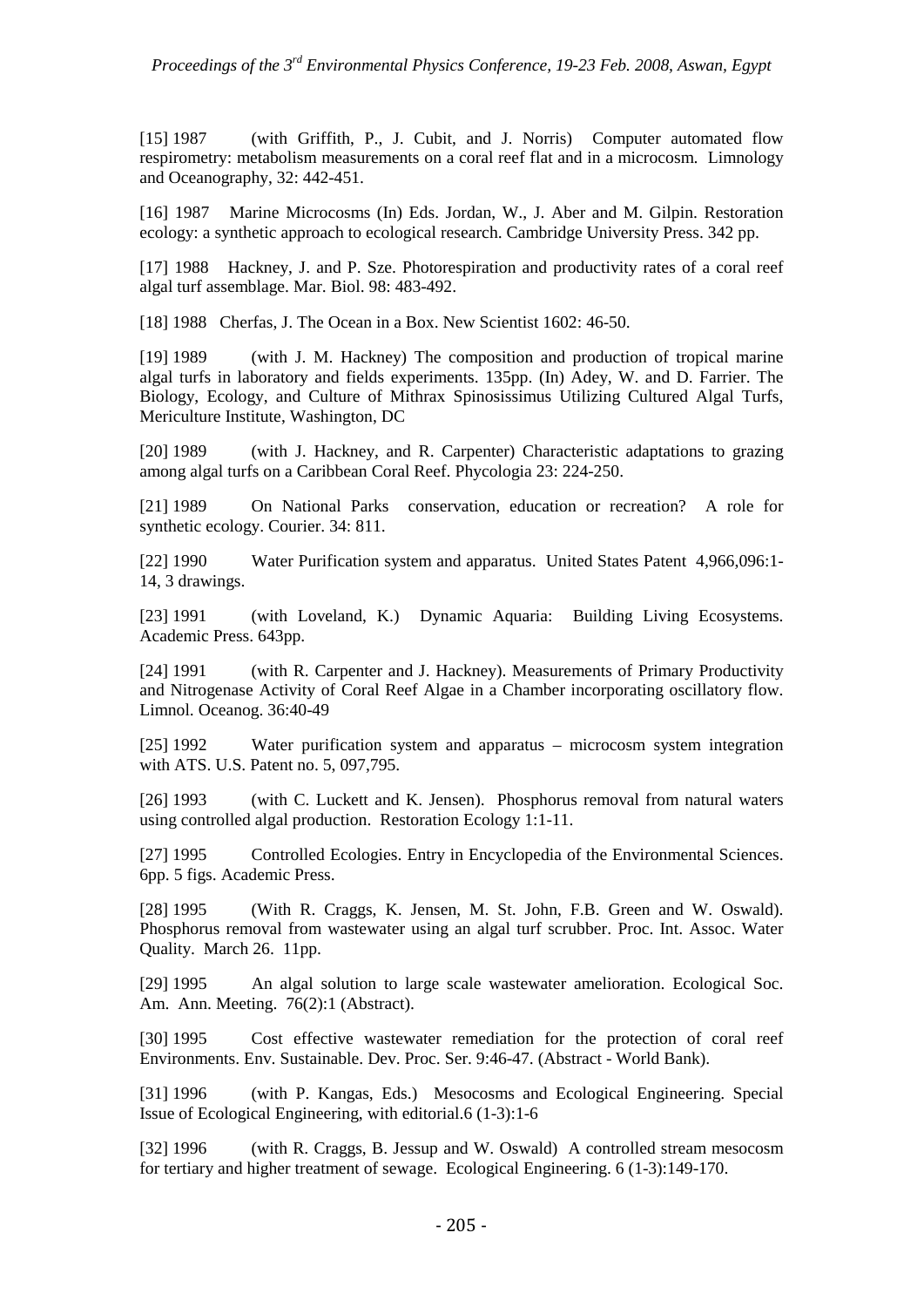[15] 1987 (with Griffith, P., J. Cubit, and J. Norris) Computer automated flow respirometry: metabolism measurements on a coral reef flat and in a microcosm. Limnology and Oceanography, 32: 442-451.

[16] 1987 Marine Microcosms (In) Eds. Jordan, W., J. Aber and M. Gilpin. Restoration ecology: a synthetic approach to ecological research. Cambridge University Press. 342 pp.

[17] 1988 Hackney, J. and P. Sze. Photorespiration and productivity rates of a coral reef algal turf assemblage. Mar. Biol. 98: 483-492.

[18] 1988 Cherfas, J. The Ocean in a Box. New Scientist 1602: 46-50.

[19] 1989 (with J. M. Hackney) The composition and production of tropical marine algal turfs in laboratory and fields experiments. 135pp. (In) Adey, W. and D. Farrier. The Biology, Ecology, and Culture of Mithrax Spinosissimus Utilizing Cultured Algal Turfs, Mericulture Institute, Washington, DC

[20] 1989 (with J. Hackney, and R. Carpenter) Characteristic adaptations to grazing among algal turfs on a Caribbean Coral Reef. Phycologia 23: 224-250.

[21] 1989 On National Parks conservation, education or recreation? A role for synthetic ecology. Courier. 34: 811.

[22] 1990 Water Purification system and apparatus. United States Patent 4,966,096:1-14, 3 drawings.

[23] 1991 (with Loveland, K.) Dynamic Aquaria: Building Living Ecosystems. Academic Press. 643pp.

[24] 1991 (with R. Carpenter and J. Hackney). Measurements of Primary Productivity and Nitrogenase Activity of Coral Reef Algae in a Chamber incorporating oscillatory flow. Limnol. Oceanog. 36:40-49

[25] 1992 Water purification system and apparatus – microcosm system integration with ATS. U.S. Patent no. 5, 097,795.

[26] 1993 (with C. Luckett and K. Jensen). Phosphorus removal from natural waters using controlled algal production. Restoration Ecology 1:1-11.

[27] 1995 Controlled Ecologies. Entry in Encyclopedia of the Environmental Sciences. 6pp. 5 figs. Academic Press.

[28] 1995 (With R. Craggs, K. Jensen, M. St. John, F.B. Green and W. Oswald). Phosphorus removal from wastewater using an algal turf scrubber. Proc. Int. Assoc. Water Quality. March 26. 11pp.

[29] 1995 An algal solution to large scale wastewater amelioration. Ecological Soc. Am. Ann. Meeting. 76(2):1 (Abstract).

[30] 1995 Cost effective wastewater remediation for the protection of coral reef Environments. Env. Sustainable. Dev. Proc. Ser. 9:46-47. (Abstract - World Bank).

[31] 1996 (with P. Kangas, Eds.) Mesocosms and Ecological Engineering. Special Issue of Ecological Engineering, with editorial.6 (1-3):1-6

[32] 1996 (with R. Craggs, B. Jessup and W. Oswald) A controlled stream mesocosm for tertiary and higher treatment of sewage. Ecological Engineering. 6 (1-3):149-170.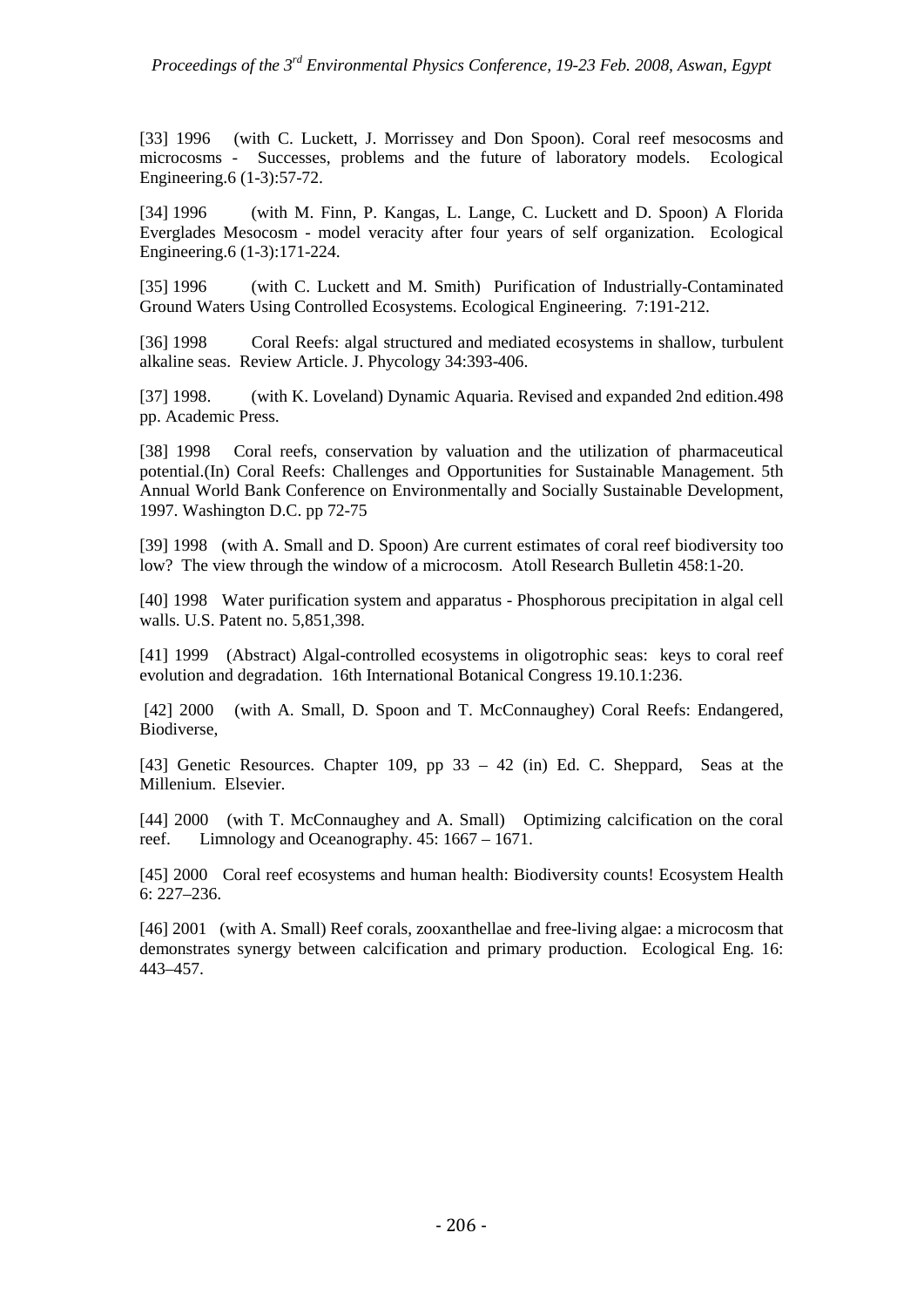[33] 1996 (with C. Luckett, J. Morrissey and Don Spoon). Coral reef mesocosms and microcosms - Successes, problems and the future of laboratory models. Ecological Engineering.6 (1-3):57-72.

[34] 1996 (with M. Finn, P. Kangas, L. Lange, C. Luckett and D. Spoon) A Florida Everglades Mesocosm - model veracity after four years of self organization. Ecological Engineering.6 (1-3):171-224.

[35] 1996 (with C. Luckett and M. Smith) Purification of Industrially-Contaminated Ground Waters Using Controlled Ecosystems. Ecological Engineering. 7:191-212.

[36] 1998 Coral Reefs: algal structured and mediated ecosystems in shallow, turbulent alkaline seas. Review Article. J. Phycology 34:393-406.

[37] 1998. (with K. Loveland) Dynamic Aquaria. Revised and expanded 2nd edition.498 pp. Academic Press.

[38] 1998 Coral reefs, conservation by valuation and the utilization of pharmaceutical potential.(In) Coral Reefs: Challenges and Opportunities for Sustainable Management. 5th Annual World Bank Conference on Environmentally and Socially Sustainable Development, 1997. Washington D.C. pp 72-75

[39] 1998 (with A. Small and D. Spoon) Are current estimates of coral reef biodiversity too low? The view through the window of a microcosm. Atoll Research Bulletin 458:1-20.

[40] 1998 Water purification system and apparatus - Phosphorous precipitation in algal cell walls. U.S. Patent no. 5,851,398.

[41] 1999 (Abstract) Algal-controlled ecosystems in oligotrophic seas: keys to coral reef evolution and degradation. 16th International Botanical Congress 19.10.1:236.

[42] 2000 (with A. Small, D. Spoon and T. McConnaughey) Coral Reefs: Endangered, Biodiverse,

[43] Genetic Resources. Chapter 109, pp 33 – 42 (in) Ed. C. Sheppard, Seas at the Millenium. Elsevier.

[44] 2000 (with T. McConnaughey and A. Small) Optimizing calcification on the coral reef. Limnology and Oceanography. 45: 1667 – 1671.

[45] 2000 Coral reef ecosystems and human health: Biodiversity counts! Ecosystem Health 6: 227–236.

[46] 2001 (with A. Small) Reef corals, zooxanthellae and free-living algae: a microcosm that demonstrates synergy between calcification and primary production. Ecological Eng. 16: 443–457.